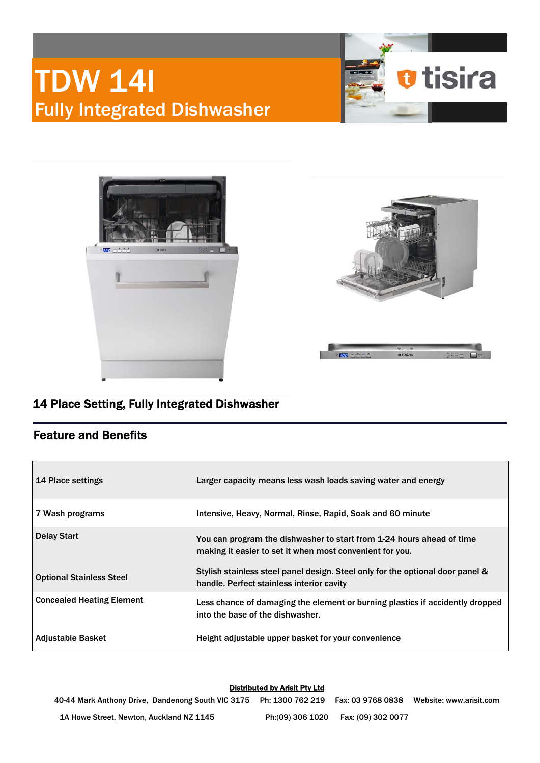# TDW 14I

## Fully Integrated Dishwasher

### 14 Place Setting, Fully Integrated Dishwasher

## Feature and Benefits

| | |
|---|---|
| 14 Place settings | Larger capacity means less wash loads saving water and energy |
| 7 Wash programs | Intensive, Heavy, Normal, Rinse, Rapid, Soak and 60 minute |
| Delay Start | You can program the dishwasher to start from 1-24 hours ahead of time making it easier to set it when most convenient for you. |
| Optional Stainless Steel | Stylish stainless steel panel design. Steel only for the optional door panel & handle. Perfect stainless interior cavity |
| Concealed Heating Element | Less chance of damaging the element or burning plastics if accidently dropped into the base of the dishwasher. |
| Adjustable Basket | Height adjustable upper basket for your convenience |

**Distributed by Arisit Pty Ltd**

40-44 Mark Anthony Drive, Dandenong South VIC 3175 Ph: 1300 762 219 Fax: 03 9768 0838 Website: www.arisit.com

1A Howe Street, Newton, Auckland NZ 1145 Ph:(09) 306 1020 Fax: (09) 302 0077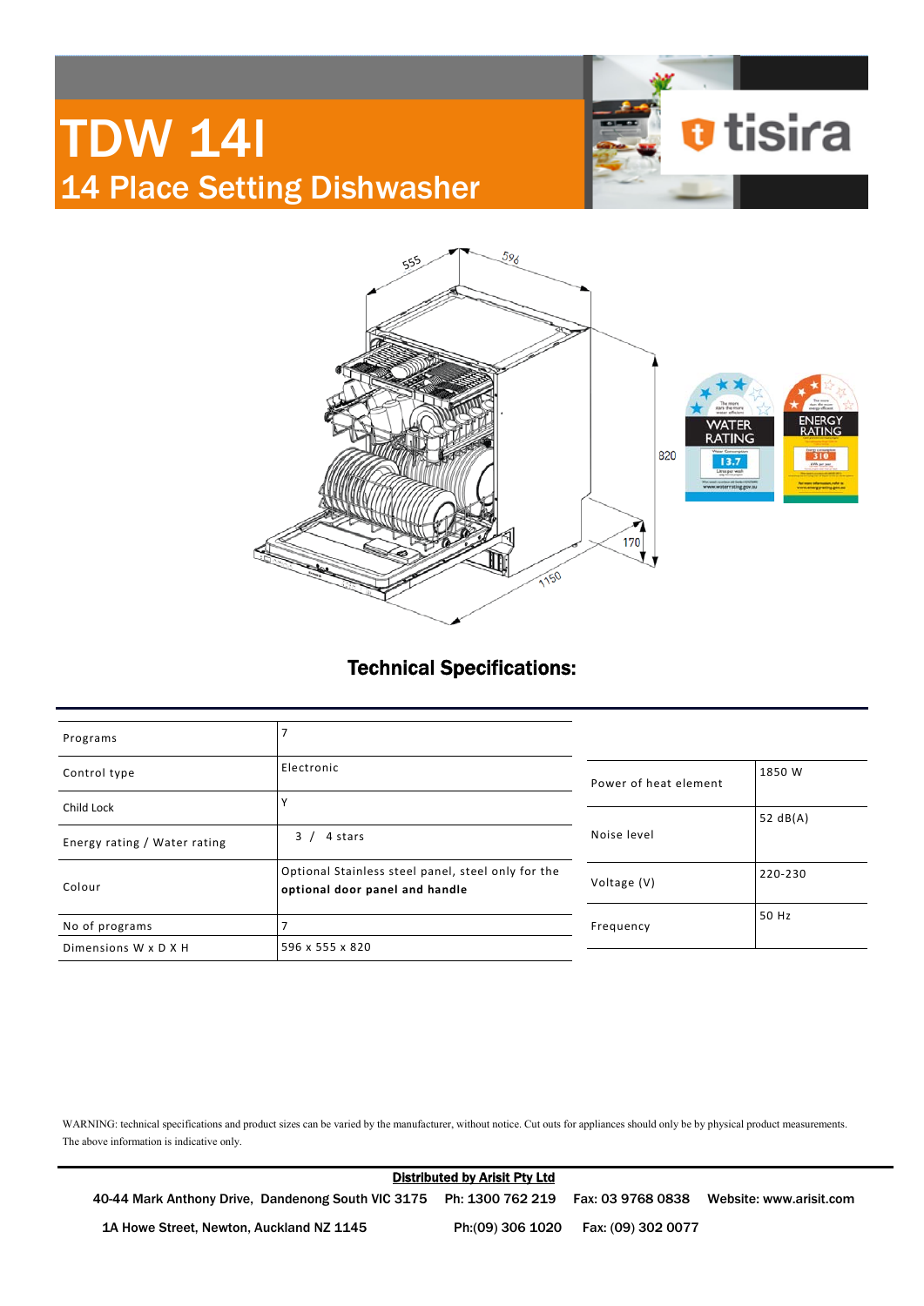# TDW 14I

## 14 Place Setting Dishwasher

555

596

820

170

1150

WATER RATING

ENERGY RATING

### Technical Specifications:

| | |
|---|---|
| Programs | 7 |
| Control type | Electronic |
| Child Lock | Y |
| Energy rating / Water rating | 3 / 4 stars |
| Colour | Optional Stainless steel panel, steel only for the **optional door panel and handle** |
| No of programs | 7 |
| Dimensions W x D X H | 596 x 555 x 820 |

| | |
|---|---|
| Power of heat element | 1850 W |
| Noise level | 52 dB(A) |
| Voltage (V) | 220-230 |
| Frequency | 50 Hz |

WARNING: technical specifications and product sizes can be varied by the manufacturer, without notice. Cut outs for appliances should only be by physical product measurements. The above information is indicative only.

**Distributed by Arisit Pty Ltd**

40-44 Mark Anthony Drive, Dandenong South VIC 3175 Ph: 1300 762 219 Fax: 03 9768 0838 Website: www.arisit.com

1A Howe Street, Newton, Auckland NZ 1145 Ph:(09) 306 1020 Fax: (09) 302 0077